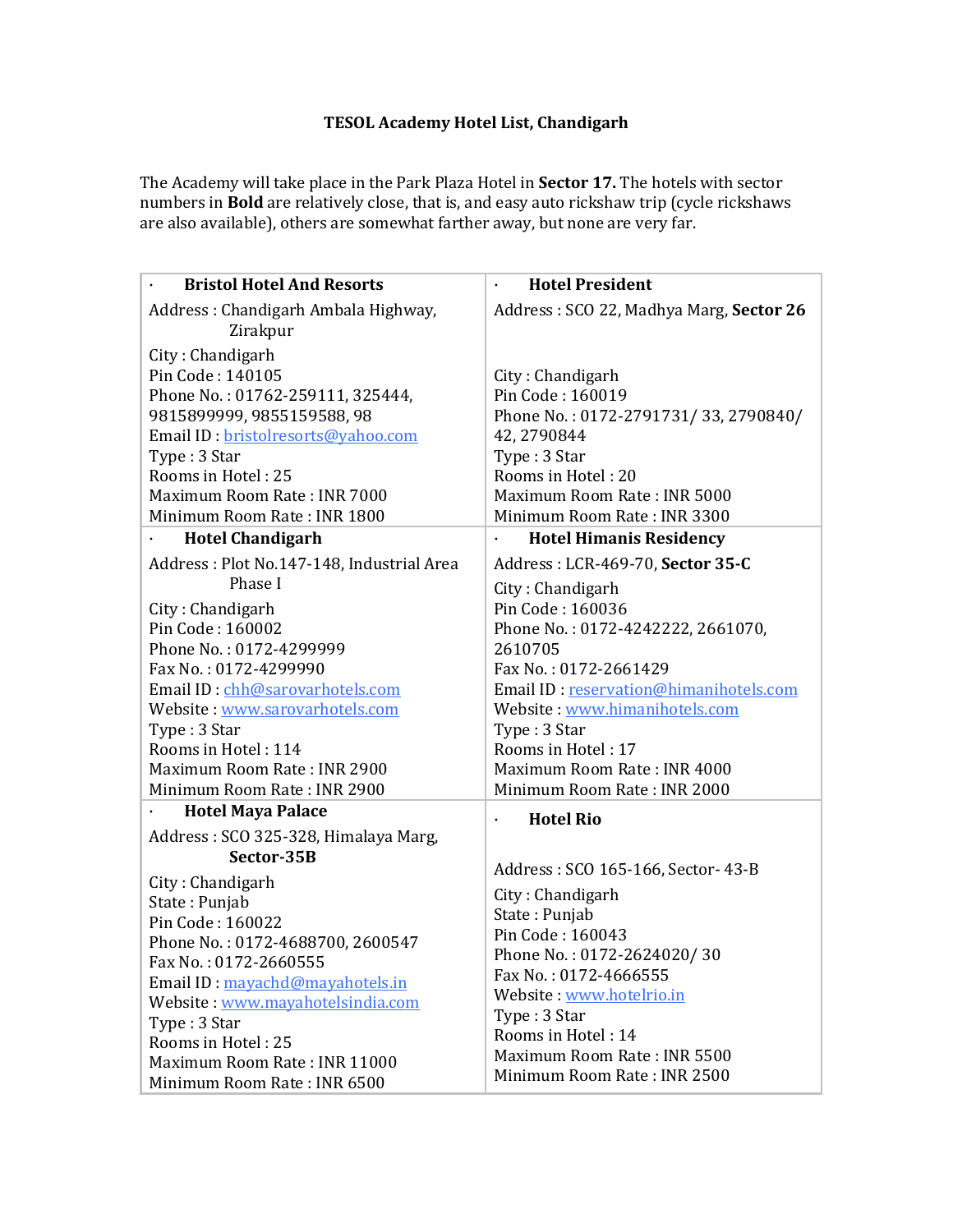**TESOL Academy Hotel List, Chandigarh**

The Academy will take place in the Park Plaza Hotel in **Sector 17.** The hotels with sector numbers in **Bold** are relatively close, that is, and easy auto rickshaw trip (cycle rickshaws are also available), others are somewhat farther away, but none are very far.

| | |
|---|---|
| · **Bristol Hotel And Resorts**<br><br>Address : Chandigarh Ambala Highway, Zirakpur<br><br>City : Chandigarh<br>Pin Code : 140105<br>Phone No. : 01762-259111, 325444, 9815899999, 9855159588, 98<br>Email ID : bristolresorts@yahoo.com<br>Type : 3 Star<br>Rooms in Hotel : 25<br>Maximum Room Rate : INR 7000<br>Minimum Room Rate : INR 1800 | · **Hotel President**<br><br>Address : SCO 22, Madhya Marg, **Sector 26**<br><br>City : Chandigarh<br>Pin Code : 160019<br>Phone No. : 0172-2791731/ 33, 2790840/ 42, 2790844<br>Type : 3 Star<br>Rooms in Hotel : 20<br>Maximum Room Rate : INR 5000<br>Minimum Room Rate : INR 3300 |
| · **Hotel Chandigarh**<br><br>Address : Plot No.147-148, Industrial Area Phase I<br><br>City : Chandigarh<br>Pin Code : 160002<br>Phone No. : 0172-4299999<br>Fax No. : 0172-4299990<br>Email ID : chh@sarovarhotels.com<br>Website : www.sarovarhotels.com<br>Type : 3 Star<br>Rooms in Hotel : 114<br>Maximum Room Rate : INR 2900<br>Minimum Room Rate : INR 2900 | · **Hotel Himanis Residency**<br><br>Address : LCR-469-70, **Sector 35-C**<br><br>City : Chandigarh<br>Pin Code : 160036<br>Phone No. : 0172-4242222, 2661070, 2610705<br>Fax No. : 0172-2661429<br>Email ID : reservation@himanihotels.com<br>Website : www.himanihotels.com<br>Type : 3 Star<br>Rooms in Hotel : 17<br>Maximum Room Rate : INR 4000<br>Minimum Room Rate : INR 2000 |
| · **Hotel Maya Palace**<br><br>Address : SCO 325-328, Himalaya Marg, **Sector-35B**<br><br>City : Chandigarh<br>State : Punjab<br>Pin Code : 160022<br>Phone No. : 0172-4688700, 2600547<br>Fax No. : 0172-2660555<br>Email ID : mayachd@mayahotels.in<br>Website : www.mayahotelsindia.com<br>Type : 3 Star<br>Rooms in Hotel : 25<br>Maximum Room Rate : INR 11000<br>Minimum Room Rate : INR 6500 | · **Hotel Rio**<br><br>Address : SCO 165-166, Sector- 43-B<br><br>City : Chandigarh<br>State : Punjab<br>Pin Code : 160043<br>Phone No. : 0172-2624020/ 30<br>Fax No. : 0172-4666555<br>Website : www.hotelrio.in<br>Type : 3 Star<br>Rooms in Hotel : 14<br>Maximum Room Rate : INR 5500<br>Minimum Room Rate : INR 2500 |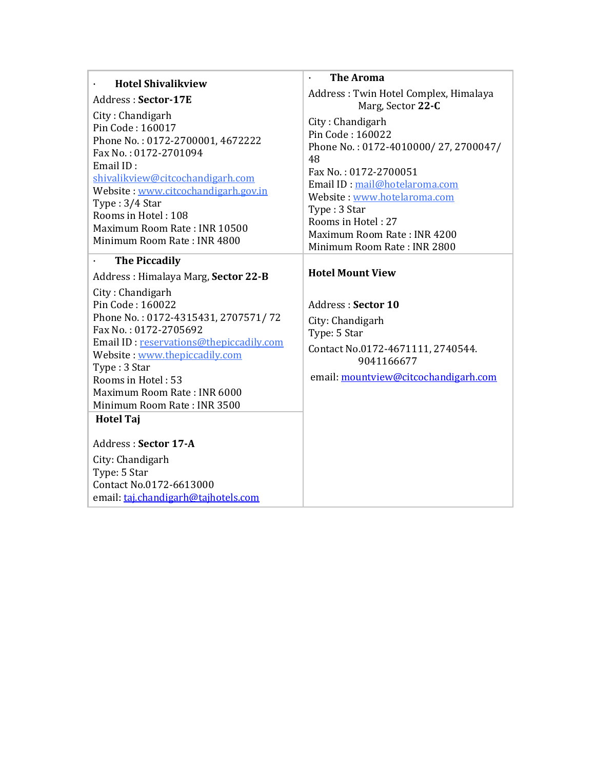| | |
|---|---|
| · **Hotel Shivalikview**<br>Address : **Sector-17E**<br>City : Chandigarh<br>Pin Code : 160017<br>Phone No. : 0172-2700001, 4672222<br>Fax No. : 0172-2701094<br>Email ID : shivalikview@citcochandigarh.com<br>Website : www.citcochandigarh.gov.in<br>Type : 3/4 Star<br>Rooms in Hotel : 108<br>Maximum Room Rate : INR 10500<br>Minimum Room Rate : INR 4800 | · **The Aroma**<br>Address : Twin Hotel Complex, Himalaya Marg, Sector **22-C**<br>City : Chandigarh<br>Pin Code : 160022<br>Phone No. : 0172-4010000/ 27, 2700047/ 48<br>Fax No. : 0172-2700051<br>Email ID : mail@hotelaroma.com<br>Website : www.hotelaroma.com<br>Type : 3 Star<br>Rooms in Hotel : 27<br>Maximum Room Rate : INR 4200<br>Minimum Room Rate : INR 2800 |
| · **The Piccadily**<br>Address : Himalaya Marg, **Sector 22-B**<br>City : Chandigarh<br>Pin Code : 160022<br>Phone No. : 0172-4315431, 2707571/ 72<br>Fax No. : 0172-2705692<br>Email ID : reservations@thepiccadily.com<br>Website : www.thepiccadily.com<br>Type : 3 Star<br>Rooms in Hotel : 53<br>Maximum Room Rate : INR 6000<br>Minimum Room Rate : INR 3500 | **Hotel Mount View**<br><br>Address : **Sector 10**<br>City: Chandigarh<br>Type: 5 Star<br>Contact No.0172-4671111, 2740544. 9041166677<br>email: mountview@citcochandigarh.com |
| **Hotel Taj**<br><br>Address : **Sector 17-A**<br>City: Chandigarh<br>Type: 5 Star<br>Contact No.0172-6613000<br>email: taj.chandigarh@tajhotels.com | |